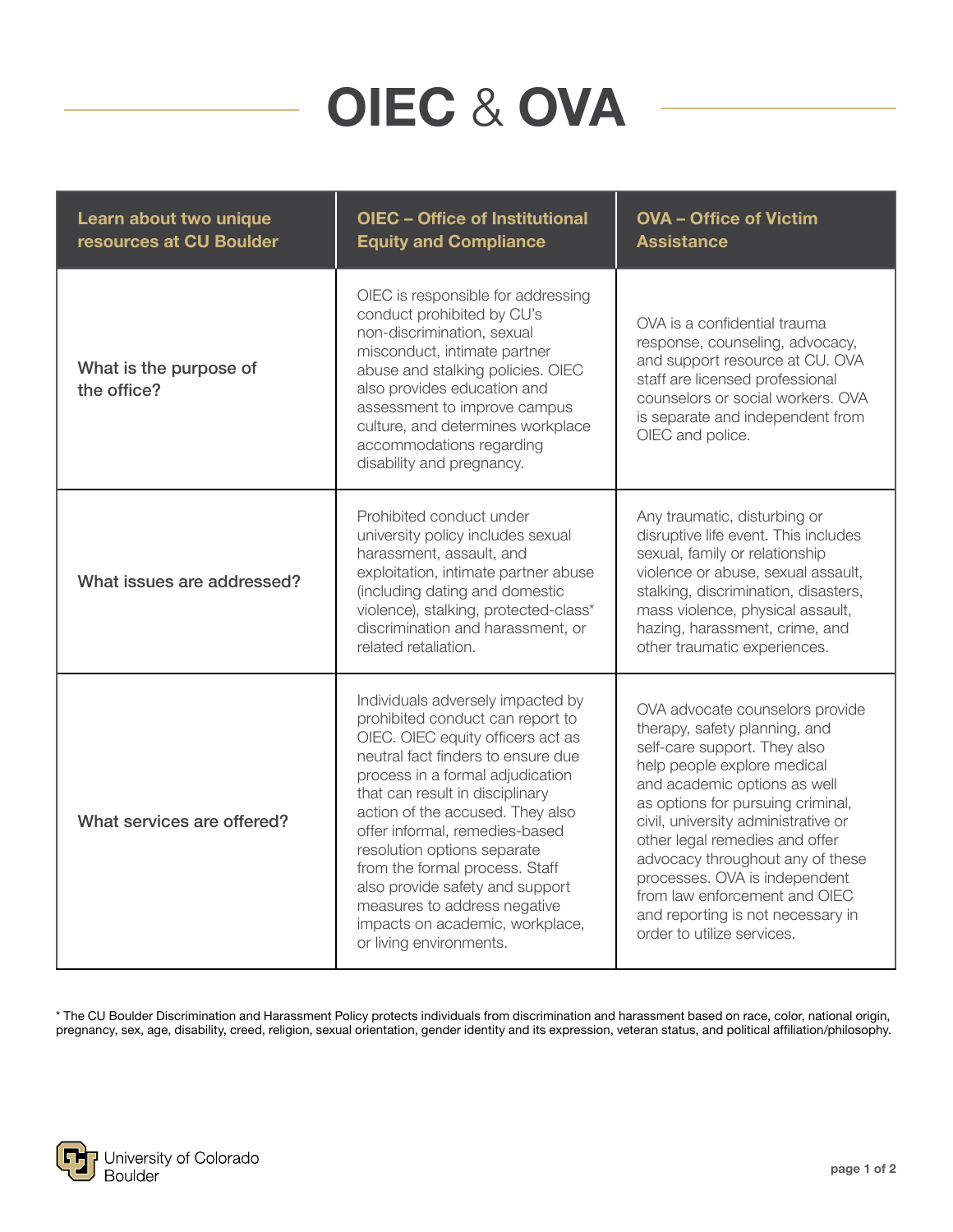# OIEC & OVA

| Learn about two unique resources at CU Boulder | OIEC – Office of Institutional Equity and Compliance | OVA – Office of Victim Assistance |
|---|---|---|
| What is the purpose of the office? | OIEC is responsible for addressing conduct prohibited by CU's non-discrimination, sexual misconduct, intimate partner abuse and stalking policies. OIEC also provides education and assessment to improve campus culture, and determines workplace accommodations regarding disability and pregnancy. | OVA is a confidential trauma response, counseling, advocacy, and support resource at CU. OVA staff are licensed professional counselors or social workers. OVA is separate and independent from OIEC and police. |
| What issues are addressed? | Prohibited conduct under university policy includes sexual harassment, assault, and exploitation, intimate partner abuse (including dating and domestic violence), stalking, protected-class* discrimination and harassment, or related retaliation. | Any traumatic, disturbing or disruptive life event. This includes sexual, family or relationship violence or abuse, sexual assault, stalking, discrimination, disasters, mass violence, physical assault, hazing, harassment, crime, and other traumatic experiences. |
| What services are offered? | Individuals adversely impacted by prohibited conduct can report to OIEC. OIEC equity officers act as neutral fact finders to ensure due process in a formal adjudication that can result in disciplinary action of the accused. They also offer informal, remedies-based resolution options separate from the formal process. Staff also provide safety and support measures to address negative impacts on academic, workplace, or living environments. | OVA advocate counselors provide therapy, safety planning, and self-care support. They also help people explore medical and academic options as well as options for pursuing criminal, civil, university administrative or other legal remedies and offer advocacy throughout any of these processes. OVA is independent from law enforcement and OIEC and reporting is not necessary in order to utilize services. |

* The CU Boulder Discrimination and Harassment Policy protects individuals from discrimination and harassment based on race, color, national origin, pregnancy, sex, age, disability, creed, religion, sexual orientation, gender identity and its expression, veteran status, and political affiliation/philosophy.

University of Colorado Boulder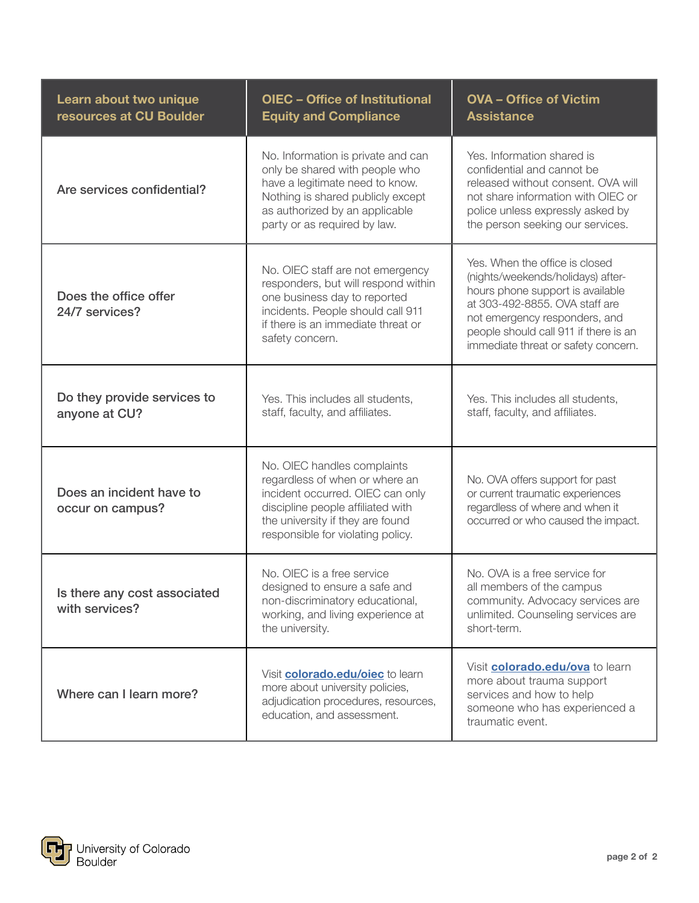| Learn about two unique resources at CU Boulder | OIEC – Office of Institutional Equity and Compliance | OVA – Office of Victim Assistance |
|---|---|---|
| Are services confidential? | No. Information is private and can only be shared with people who have a legitimate need to know. Nothing is shared publicly except as authorized by an applicable party or as required by law. | Yes. Information shared is confidential and cannot be released without consent. OVA will not share information with OIEC or police unless expressly asked by the person seeking our services. |
| Does the office offer 24/7 services? | No. OIEC staff are not emergency responders, but will respond within one business day to reported incidents. People should call 911 if there is an immediate threat or safety concern. | Yes. When the office is closed (nights/weekends/holidays) after-hours phone support is available at 303-492-8855. OVA staff are not emergency responders, and people should call 911 if there is an immediate threat or safety concern. |
| Do they provide services to anyone at CU? | Yes. This includes all students, staff, faculty, and affiliates. | Yes. This includes all students, staff, faculty, and affiliates. |
| Does an incident have to occur on campus? | No. OIEC handles complaints regardless of when or where an incident occurred. OIEC can only discipline people affiliated with the university if they are found responsible for violating policy. | No. OVA offers support for past or current traumatic experiences regardless of where and when it occurred or who caused the impact. |
| Is there any cost associated with services? | No. OIEC is a free service designed to ensure a safe and non-discriminatory educational, working, and living experience at the university. | No. OVA is a free service for all members of the campus community. Advocacy services are unlimited. Counseling services are short-term. |
| Where can I learn more? | Visit **colorado.edu/oiec** to learn more about university policies, adjudication procedures, resources, education, and assessment. | Visit **colorado.edu/ova** to learn more about trauma support services and how to help someone who has experienced a traumatic event. |

University of Colorado Boulder